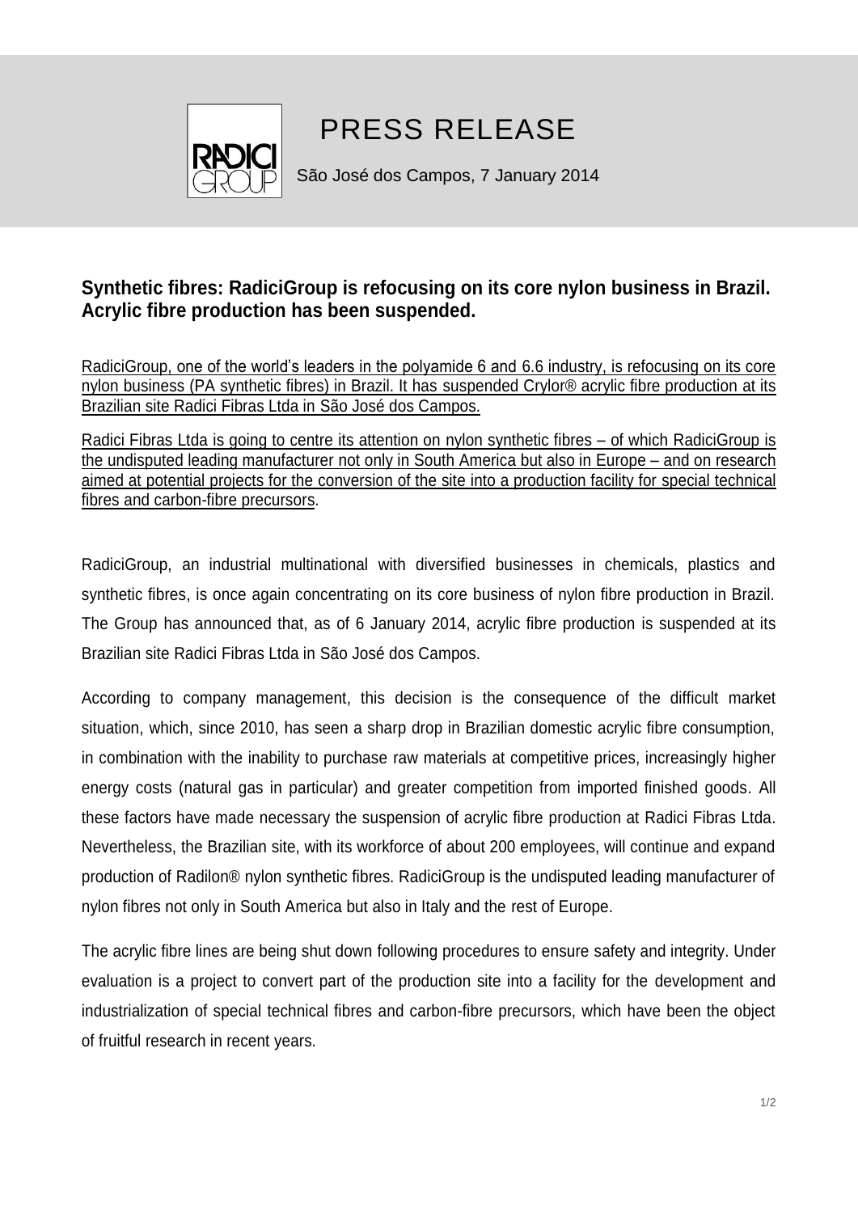# PRESS RELEASE

São José dos Campos, 7 January 2014

## Synthetic fibres: RadiciGroup is refocusing on its core nylon business in Brazil. Acrylic fibre production has been suspended.

RadiciGroup, one of the world's leaders in the polyamide 6 and 6.6 industry, is refocusing on its core nylon business (PA synthetic fibres) in Brazil. It has suspended Crylor® acrylic fibre production at its Brazilian site Radici Fibras Ltda in São José dos Campos.

Radici Fibras Ltda is going to centre its attention on nylon synthetic fibres – of which RadiciGroup is the undisputed leading manufacturer not only in South America but also in Europe – and on research aimed at potential projects for the conversion of the site into a production facility for special technical fibres and carbon-fibre precursors.

RadiciGroup, an industrial multinational with diversified businesses in chemicals, plastics and synthetic fibres, is once again concentrating on its core business of nylon fibre production in Brazil. The Group has announced that, as of 6 January 2014, acrylic fibre production is suspended at its Brazilian site Radici Fibras Ltda in São José dos Campos.

According to company management, this decision is the consequence of the difficult market situation, which, since 2010, has seen a sharp drop in Brazilian domestic acrylic fibre consumption, in combination with the inability to purchase raw materials at competitive prices, increasingly higher energy costs (natural gas in particular) and greater competition from imported finished goods. All these factors have made necessary the suspension of acrylic fibre production at Radici Fibras Ltda. Nevertheless, the Brazilian site, with its workforce of about 200 employees, will continue and expand production of Radilon® nylon synthetic fibres. RadiciGroup is the undisputed leading manufacturer of nylon fibres not only in South America but also in Italy and the rest of Europe.

The acrylic fibre lines are being shut down following procedures to ensure safety and integrity. Under evaluation is a project to convert part of the production site into a facility for the development and industrialization of special technical fibres and carbon-fibre precursors, which have been the object of fruitful research in recent years.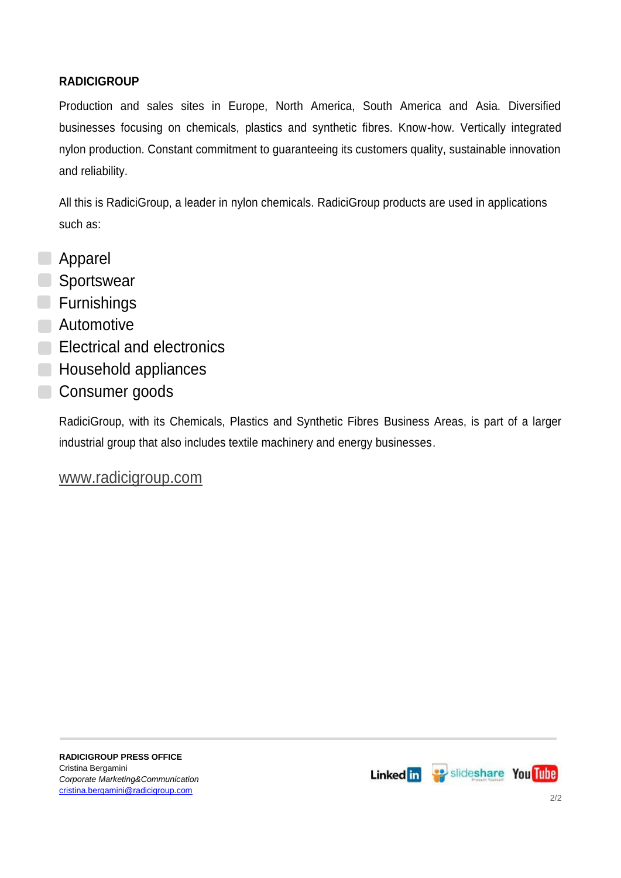**RADICIGROUP**

Production and sales sites in Europe, North America, South America and Asia. Diversified businesses focusing on chemicals, plastics and synthetic fibres. Know-how. Vertically integrated nylon production. Constant commitment to guaranteeing its customers quality, sustainable innovation and reliability.

All this is RadiciGroup, a leader in nylon chemicals. RadiciGroup products are used in applications such as:

- Apparel
- Sportswear
- Furnishings
- Automotive
- Electrical and electronics
- Household appliances
- Consumer goods

RadiciGroup, with its Chemicals, Plastics and Synthetic Fibres Business Areas, is part of a larger industrial group that also includes textile machinery and energy businesses.

www.radicigroup.com

**RADICIGROUP PRESS OFFICE**
Cristina Bergamini
*Corporate Marketing&Communication*
cristina.bergamini@radicigroup.com

LinkedIn slideshare YouTube